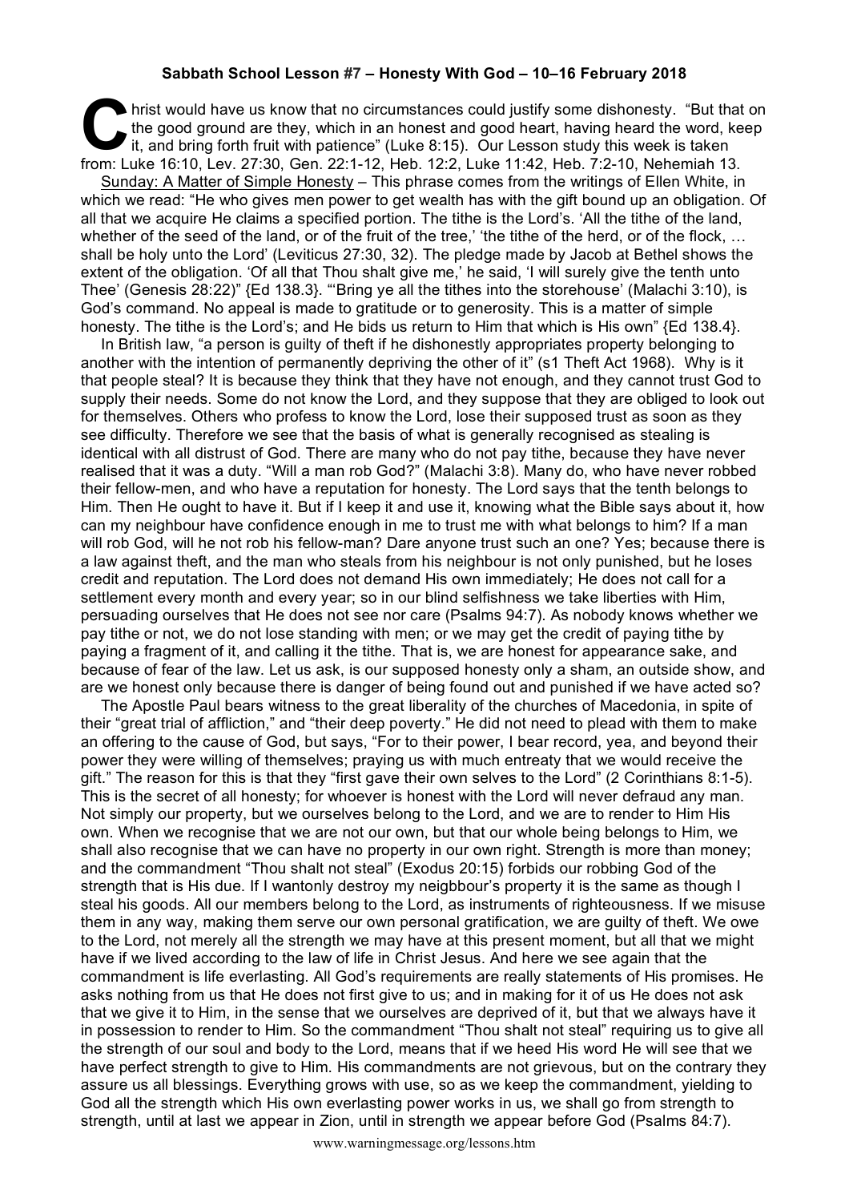**Sabbath School Lesson #7 – Honesty With God – 10–16 February 2018**

Christ would have us know that no circumstances could justify some dishonesty. "But that on the good ground are they, which in an honest and good heart, having heard the word, keep it, and bring forth fruit with patience" (Luke 8:15). Our Lesson study this week is taken from: Luke 16:10, Lev. 27:30, Gen. 22:1-12, Heb. 12:2, Luke 11:42, Heb. 7:2-10, Nehemiah 13.

Sunday: A Matter of Simple Honesty – This phrase comes from the writings of Ellen White, in which we read: "He who gives men power to get wealth has with the gift bound up an obligation. Of all that we acquire He claims a specified portion. The tithe is the Lord's. 'All the tithe of the land, whether of the seed of the land, or of the fruit of the tree,' 'the tithe of the herd, or of the flock, … shall be holy unto the Lord' (Leviticus 27:30, 32). The pledge made by Jacob at Bethel shows the extent of the obligation. 'Of all that Thou shalt give me,' he said, 'I will surely give the tenth unto Thee' (Genesis 28:22)" {Ed 138.3}. "'Bring ye all the tithes into the storehouse' (Malachi 3:10), is God's command. No appeal is made to gratitude or to generosity. This is a matter of simple honesty. The tithe is the Lord's; and He bids us return to Him that which is His own" {Ed 138.4}.

In British law, "a person is guilty of theft if he dishonestly appropriates property belonging to another with the intention of permanently depriving the other of it" (s1 Theft Act 1968). Why is it that people steal? It is because they think that they have not enough, and they cannot trust God to supply their needs. Some do not know the Lord, and they suppose that they are obliged to look out for themselves. Others who profess to know the Lord, lose their supposed trust as soon as they see difficulty. Therefore we see that the basis of what is generally recognised as stealing is identical with all distrust of God. There are many who do not pay tithe, because they have never realised that it was a duty. "Will a man rob God?" (Malachi 3:8). Many do, who have never robbed their fellow-men, and who have a reputation for honesty. The Lord says that the tenth belongs to Him. Then He ought to have it. But if I keep it and use it, knowing what the Bible says about it, how can my neighbour have confidence enough in me to trust me with what belongs to him? If a man will rob God, will he not rob his fellow-man? Dare anyone trust such an one? Yes; because there is a law against theft, and the man who steals from his neighbour is not only punished, but he loses credit and reputation. The Lord does not demand His own immediately; He does not call for a settlement every month and every year; so in our blind selfishness we take liberties with Him, persuading ourselves that He does not see nor care (Psalms 94:7). As nobody knows whether we pay tithe or not, we do not lose standing with men; or we may get the credit of paying tithe by paying a fragment of it, and calling it the tithe. That is, we are honest for appearance sake, and because of fear of the law. Let us ask, is our supposed honesty only a sham, an outside show, and are we honest only because there is danger of being found out and punished if we have acted so?

The Apostle Paul bears witness to the great liberality of the churches of Macedonia, in spite of their "great trial of affliction," and "their deep poverty." He did not need to plead with them to make an offering to the cause of God, but says, "For to their power, I bear record, yea, and beyond their power they were willing of themselves; praying us with much entreaty that we would receive the gift." The reason for this is that they "first gave their own selves to the Lord" (2 Corinthians 8:1-5). This is the secret of all honesty; for whoever is honest with the Lord will never defraud any man. Not simply our property, but we ourselves belong to the Lord, and we are to render to Him His own. When we recognise that we are not our own, but that our whole being belongs to Him, we shall also recognise that we can have no property in our own right. Strength is more than money; and the commandment "Thou shalt not steal" (Exodus 20:15) forbids our robbing God of the strength that is His due. If I wantonly destroy my neigbbour's property it is the same as though I steal his goods. All our members belong to the Lord, as instruments of righteousness. If we misuse them in any way, making them serve our own personal gratification, we are guilty of theft. We owe to the Lord, not merely all the strength we may have at this present moment, but all that we might have if we lived according to the law of life in Christ Jesus. And here we see again that the commandment is life everlasting. All God's requirements are really statements of His promises. He asks nothing from us that He does not first give to us; and in making for it of us He does not ask that we give it to Him, in the sense that we ourselves are deprived of it, but that we always have it in possession to render to Him. So the commandment "Thou shalt not steal" requiring us to give all the strength of our soul and body to the Lord, means that if we heed His word He will see that we have perfect strength to give to Him. His commandments are not grievous, but on the contrary they assure us all blessings. Everything grows with use, so as we keep the commandment, yielding to God all the strength which His own everlasting power works in us, we shall go from strength to strength, until at last we appear in Zion, until in strength we appear before God (Psalms 84:7).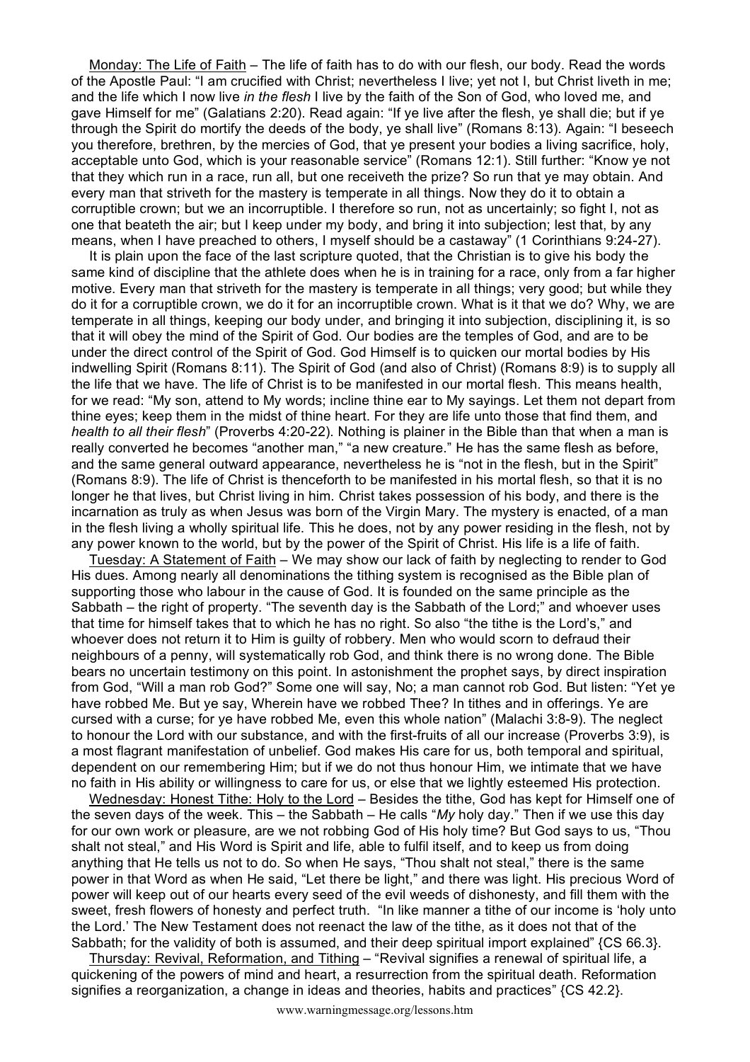Monday: The Life of Faith – The life of faith has to do with our flesh, our body. Read the words of the Apostle Paul: "I am crucified with Christ; nevertheless I live; yet not I, but Christ liveth in me; and the life which I now live *in the flesh* I live by the faith of the Son of God, who loved me, and gave Himself for me" (Galatians 2:20). Read again: "If ye live after the flesh, ye shall die; but if ye through the Spirit do mortify the deeds of the body, ye shall live" (Romans 8:13). Again: "I beseech you therefore, brethren, by the mercies of God, that ye present your bodies a living sacrifice, holy, acceptable unto God, which is your reasonable service" (Romans 12:1). Still further: "Know ye not that they which run in a race, run all, but one receiveth the prize? So run that ye may obtain. And every man that striveth for the mastery is temperate in all things. Now they do it to obtain a corruptible crown; but we an incorruptible. I therefore so run, not as uncertainly; so fight I, not as one that beateth the air; but I keep under my body, and bring it into subjection; lest that, by any means, when I have preached to others, I myself should be a castaway" (1 Corinthians 9:24-27).

It is plain upon the face of the last scripture quoted, that the Christian is to give his body the same kind of discipline that the athlete does when he is in training for a race, only from a far higher motive. Every man that striveth for the mastery is temperate in all things; very good; but while they do it for a corruptible crown, we do it for an incorruptible crown. What is it that we do? Why, we are temperate in all things, keeping our body under, and bringing it into subjection, disciplining it, is so that it will obey the mind of the Spirit of God. Our bodies are the temples of God, and are to be under the direct control of the Spirit of God. God Himself is to quicken our mortal bodies by His indwelling Spirit (Romans 8:11). The Spirit of God (and also of Christ) (Romans 8:9) is to supply all the life that we have. The life of Christ is to be manifested in our mortal flesh. This means health, for we read: "My son, attend to My words; incline thine ear to My sayings. Let them not depart from thine eyes; keep them in the midst of thine heart. For they are life unto those that find them, and *health to all their flesh*" (Proverbs 4:20-22). Nothing is plainer in the Bible than that when a man is really converted he becomes "another man," "a new creature." He has the same flesh as before, and the same general outward appearance, nevertheless he is "not in the flesh, but in the Spirit" (Romans 8:9). The life of Christ is thenceforth to be manifested in his mortal flesh, so that it is no longer he that lives, but Christ living in him. Christ takes possession of his body, and there is the incarnation as truly as when Jesus was born of the Virgin Mary. The mystery is enacted, of a man in the flesh living a wholly spiritual life. This he does, not by any power residing in the flesh, not by any power known to the world, but by the power of the Spirit of Christ. His life is a life of faith.

Tuesday: A Statement of Faith – We may show our lack of faith by neglecting to render to God His dues. Among nearly all denominations the tithing system is recognised as the Bible plan of supporting those who labour in the cause of God. It is founded on the same principle as the Sabbath – the right of property. "The seventh day is the Sabbath of the Lord;" and whoever uses that time for himself takes that to which he has no right. So also "the tithe is the Lord's," and whoever does not return it to Him is guilty of robbery. Men who would scorn to defraud their neighbours of a penny, will systematically rob God, and think there is no wrong done. The Bible bears no uncertain testimony on this point. In astonishment the prophet says, by direct inspiration from God, "Will a man rob God?" Some one will say, No; a man cannot rob God. But listen: "Yet ye have robbed Me. But ye say, Wherein have we robbed Thee? In tithes and in offerings. Ye are cursed with a curse; for ye have robbed Me, even this whole nation" (Malachi 3:8-9). The neglect to honour the Lord with our substance, and with the first-fruits of all our increase (Proverbs 3:9), is a most flagrant manifestation of unbelief. God makes His care for us, both temporal and spiritual, dependent on our remembering Him; but if we do not thus honour Him, we intimate that we have no faith in His ability or willingness to care for us, or else that we lightly esteemed His protection.

Wednesday: Honest Tithe: Holy to the Lord – Besides the tithe, God has kept for Himself one of the seven days of the week. This – the Sabbath – He calls "*My* holy day." Then if we use this day for our own work or pleasure, are we not robbing God of His holy time? But God says to us, "Thou shalt not steal," and His Word is Spirit and life, able to fulfil itself, and to keep us from doing anything that He tells us not to do. So when He says, "Thou shalt not steal," there is the same power in that Word as when He said, "Let there be light," and there was light. His precious Word of power will keep out of our hearts every seed of the evil weeds of dishonesty, and fill them with the sweet, fresh flowers of honesty and perfect truth. "In like manner a tithe of our income is 'holy unto the Lord.' The New Testament does not reenact the law of the tithe, as it does not that of the Sabbath; for the validity of both is assumed, and their deep spiritual import explained" {CS 66.3}.

Thursday: Revival, Reformation, and Tithing – "Revival signifies a renewal of spiritual life, a quickening of the powers of mind and heart, a resurrection from the spiritual death. Reformation signifies a reorganization, a change in ideas and theories, habits and practices" {CS 42.2}.